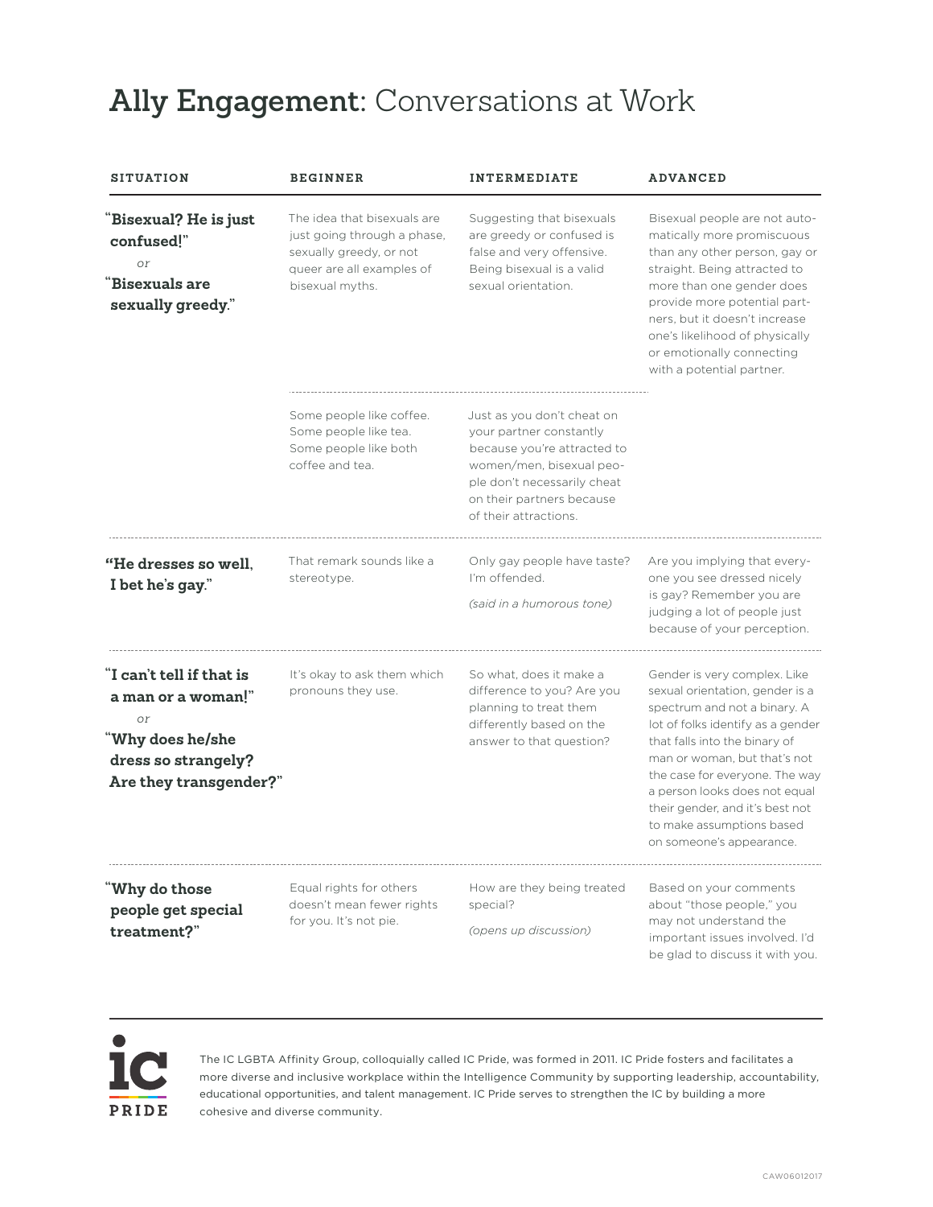# **Ally Engagement**: Conversations at Work

| SITUATION | BEGINNER | INTERMEDIATE | ADVANCED |
| --- | --- | --- | --- |
| **"Bisexual? He is just confused!"** *or* **"Bisexuals are sexually greedy."** | The idea that bisexuals are just going through a phase, sexually greedy, or not queer are all examples of bisexual myths. | Suggesting that bisexuals are greedy or confused is false and very offensive. Being bisexual is a valid sexual orientation. | Bisexual people are not automatically more promiscuous than any other person, gay or straight. Being attracted to more than one gender does provide more potential partners, but it doesn't increase one's likelihood of physically or emotionally connecting with a potential partner. |
| | Some people like coffee. Some people like tea. Some people like both coffee and tea. | Just as you don't cheat on your partner constantly because you're attracted to women/men, bisexual people don't necessarily cheat on their partners because of their attractions. | |
| **"He dresses so well, I bet he's gay."** | That remark sounds like a stereotype. | Only gay people have taste? I'm offended. *(said in a humorous tone)* | Are you implying that everyone you see dressed nicely is gay? Remember you are judging a lot of people just because of your perception. |
| **"I can't tell if that is a man or a woman!"** *or* **"Why does he/she dress so strangely? Are they transgender?"** | It's okay to ask them which pronouns they use. | So what, does it make a difference to you? Are you planning to treat them differently based on the answer to that question? | Gender is very complex. Like sexual orientation, gender is a spectrum and not a binary. A lot of folks identify as a gender that falls into the binary of man or woman, but that's not the case for everyone. The way a person looks does not equal their gender, and it's best not to make assumptions based on someone's appearance. |
| **"Why do those people get special treatment?"** | Equal rights for others doesn't mean fewer rights for you. It's not pie. | How are they being treated special? *(opens up discussion)* | Based on your comments about "those people," you may not understand the important issues involved. I'd be glad to discuss it with you. |

**IC PRIDE**

The IC LGBTA Affinity Group, colloquially called IC Pride, was formed in 2011. IC Pride fosters and facilitates a more diverse and inclusive workplace within the Intelligence Community by supporting leadership, accountability, educational opportunities, and talent management. IC Pride serves to strengthen the IC by building a more cohesive and diverse community.

CAW06012017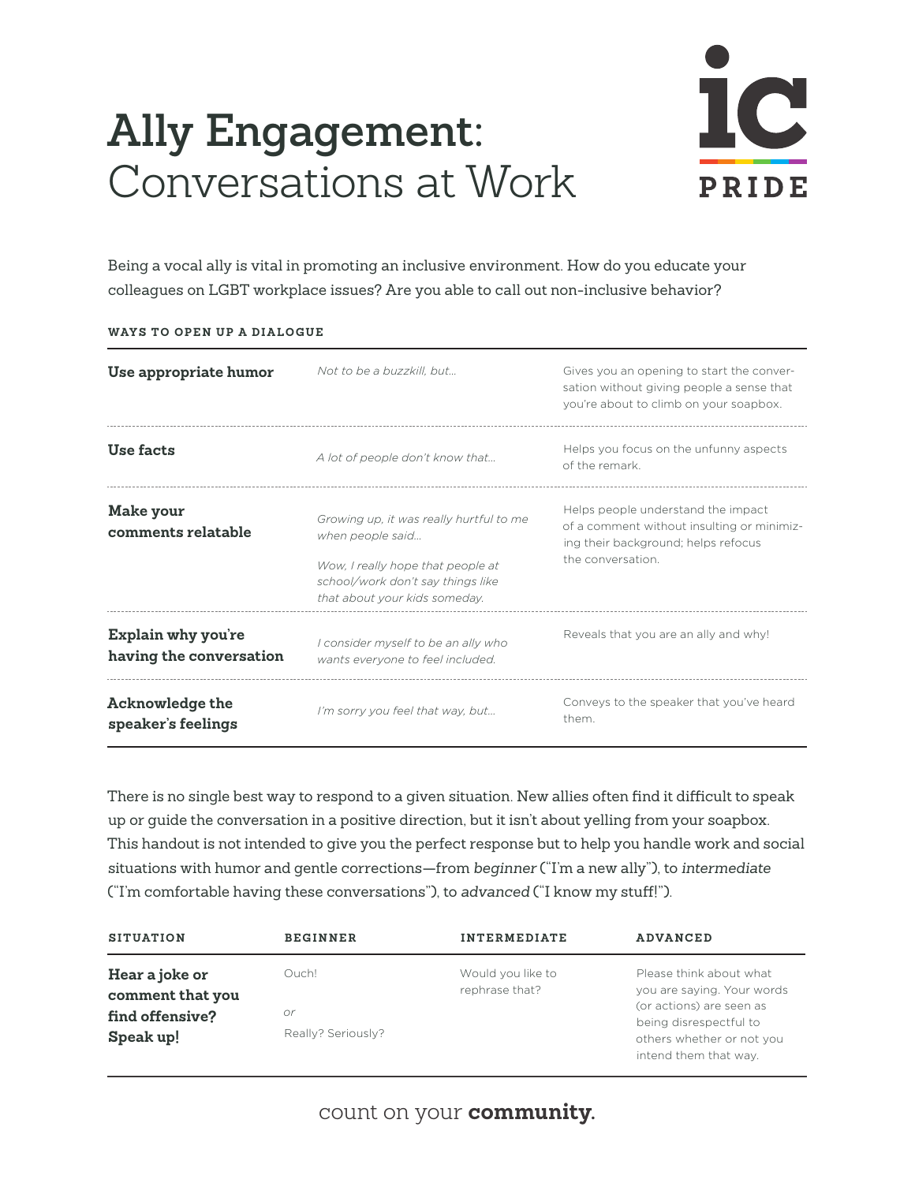# **Ally Engagement:** Conversations at Work

Being a vocal ally is vital in promoting an inclusive environment. How do you educate your colleagues on LGBT workplace issues? Are you able to call out non-inclusive behavior?

**WAYS TO OPEN UP A DIALOGUE**

| | | |
|---|---|---|
| **Use appropriate humor** | *Not to be a buzzkill, but...* | Gives you an opening to start the conversation without giving people a sense that you're about to climb on your soapbox. |
| **Use facts** | *A lot of people don't know that...* | Helps you focus on the unfunny aspects of the remark. |
| **Make your comments relatable** | *Growing up, it was really hurtful to me when people said...*<br><br>*Wow, I really hope that people at school/work don't say things like that about your kids someday.* | Helps people understand the impact of a comment without insulting or minimizing their background; helps refocus the conversation. |
| **Explain why you're having the conversation** | *I consider myself to be an ally who wants everyone to feel included.* | Reveals that you are an ally and why! |
| **Acknowledge the speaker's feelings** | *I'm sorry you feel that way, but...* | Conveys to the speaker that you've heard them. |

There is no single best way to respond to a given situation. New allies often find it difficult to speak up or guide the conversation in a positive direction, but it isn't about yelling from your soapbox. This handout is not intended to give you the perfect response but to help you handle work and social situations with humor and gentle corrections—from *beginner* ("I'm a new ally"), to *intermediate* ("I'm comfortable having these conversations"), to *advanced* ("I know my stuff!").

| SITUATION | BEGINNER | INTERMEDIATE | ADVANCED |
|---|---|---|---|
| **Hear a joke or comment that you find offensive? Speak up!** | Ouch!<br><br>*or*<br><br>Really? Seriously? | Would you like to rephrase that? | Please think about what you are saying. Your words (or actions) are seen as being disrespectful to others whether or not you intend them that way. |

count on your **community.**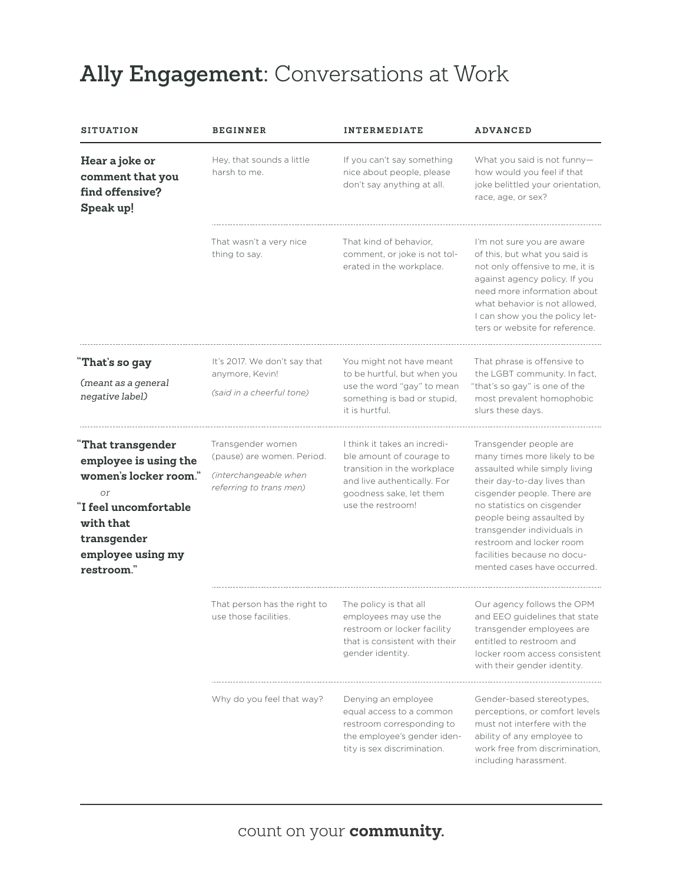# Ally Engagement: Conversations at Work

| SITUATION | BEGINNER | INTERMEDIATE | ADVANCED |
|---|---|---|---|
| **Hear a joke or comment that you find offensive? Speak up!** | Hey, that sounds a little harsh to me. | If you can't say something nice about people, please don't say anything at all. | What you said is not funny—how would you feel if that joke belittled your orientation, race, age, or sex? |
| | That wasn't a very nice thing to say. | That kind of behavior, comment, or joke is not tolerated in the workplace. | I'm not sure you are aware of this, but what you said is not only offensive to me, it is against agency policy. If you need more information about what behavior is not allowed, I can show you the policy letters or website for reference. |
| **"That's so gay** *(meant as a general negative label)* | It's 2017. We don't say that anymore, Kevin! *(said in a cheerful tone)* | You might not have meant to be hurtful, but when you use the word "gay" to mean something is bad or stupid, it is hurtful. | That phrase is offensive to the LGBT community. In fact, "that's so gay" is one of the most prevalent homophobic slurs these days. |
| **"That transgender employee is using the women's locker room."** *or* **"I feel uncomfortable with that transgender employee using my restroom."** | Transgender women (pause) are women. Period. *(interchangeable when referring to trans men)* | I think it takes an incredible amount of courage to transition in the workplace and live authentically. For goodness sake, let them use the restroom! | Transgender people are many times more likely to be assaulted while simply living their day-to-day lives than cisgender people. There are no statistics on cisgender people being assaulted by transgender individuals in restroom and locker room facilities because no documented cases have occurred. |
| | That person has the right to use those facilities. | The policy is that all employees may use the restroom or locker facility that is consistent with their gender identity. | Our agency follows the OPM and EEO guidelines that state transgender employees are entitled to restroom and locker room access consistent with their gender identity. |
| | Why do you feel that way? | Denying an employee equal access to a common restroom corresponding to the employee's gender identity is sex discrimination. | Gender-based stereotypes, perceptions, or comfort levels must not interfere with the ability of any employee to work free from discrimination, including harassment. |

count on your **community.**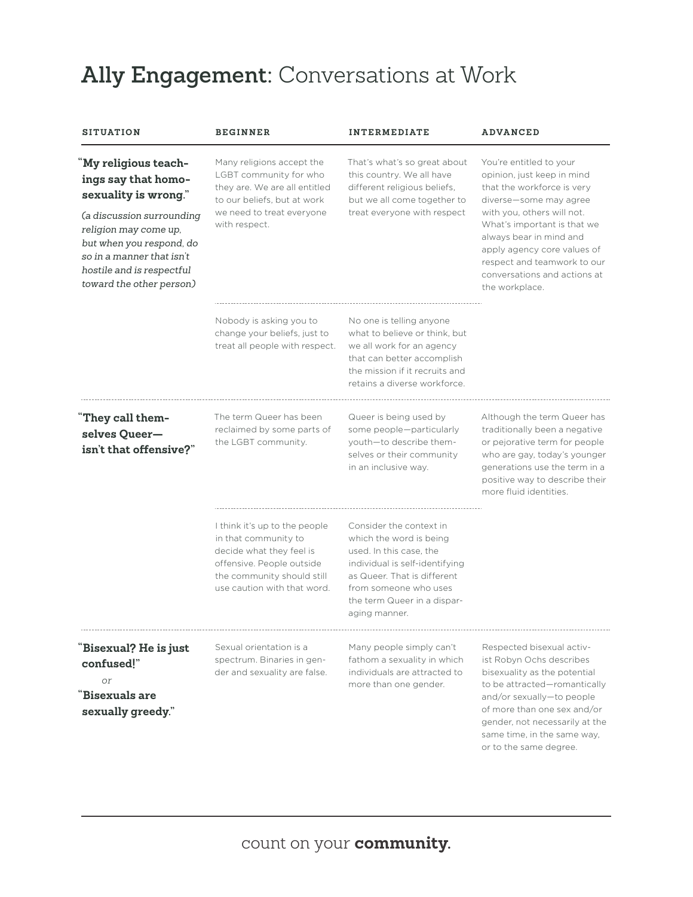# **Ally Engagement**: Conversations at Work

| SITUATION | BEGINNER | INTERMEDIATE | ADVANCED |
|---|---|---|---|
| **"My religious teachings say that homosexuality is wrong."** *(a discussion surrounding religion may come up, but when you respond, do so in a manner that isn't hostile and is respectful toward the other person)* | Many religions accept the LGBT community for who they are. We are all entitled to our beliefs, but at work we need to treat everyone with respect. | That's what's so great about this country. We all have different religious beliefs, but we all come together to treat everyone with respect | You're entitled to your opinion, just keep in mind that the workforce is very diverse—some may agree with you, others will not. What's important is that we always bear in mind and apply agency core values of respect and teamwork to our conversations and actions at the workplace. |
| | Nobody is asking you to change your beliefs, just to treat all people with respect. | No one is telling anyone what to believe or think, but we all work for an agency that can better accomplish the mission if it recruits and retains a diverse workforce. | |
| **"They call themselves Queer—isn't that offensive?"** | The term Queer has been reclaimed by some parts of the LGBT community. | Queer is being used by some people—particularly youth—to describe themselves or their community in an inclusive way. | Although the term Queer has traditionally been a negative or pejorative term for people who are gay, today's younger generations use the term in a positive way to describe their more fluid identities. |
| | I think it's up to the people in that community to decide what they feel is offensive. People outside the community should still use caution with that word. | Consider the context in which the word is being used. In this case, the individual is self-identifying as Queer. That is different from someone who uses the term Queer in a disparaging manner. | |
| **"Bisexual? He is just confused!"** *or* **"Bisexuals are sexually greedy."** | Sexual orientation is a spectrum. Binaries in gender and sexuality are false. | Many people simply can't fathom a sexuality in which individuals are attracted to more than one gender. | Respected bisexual activist Robyn Ochs describes bisexuality as the potential to be attracted—romantically and/or sexually—to people of more than one sex and/or gender, not necessarily at the same time, in the same way, or to the same degree. |

count on your **community.**